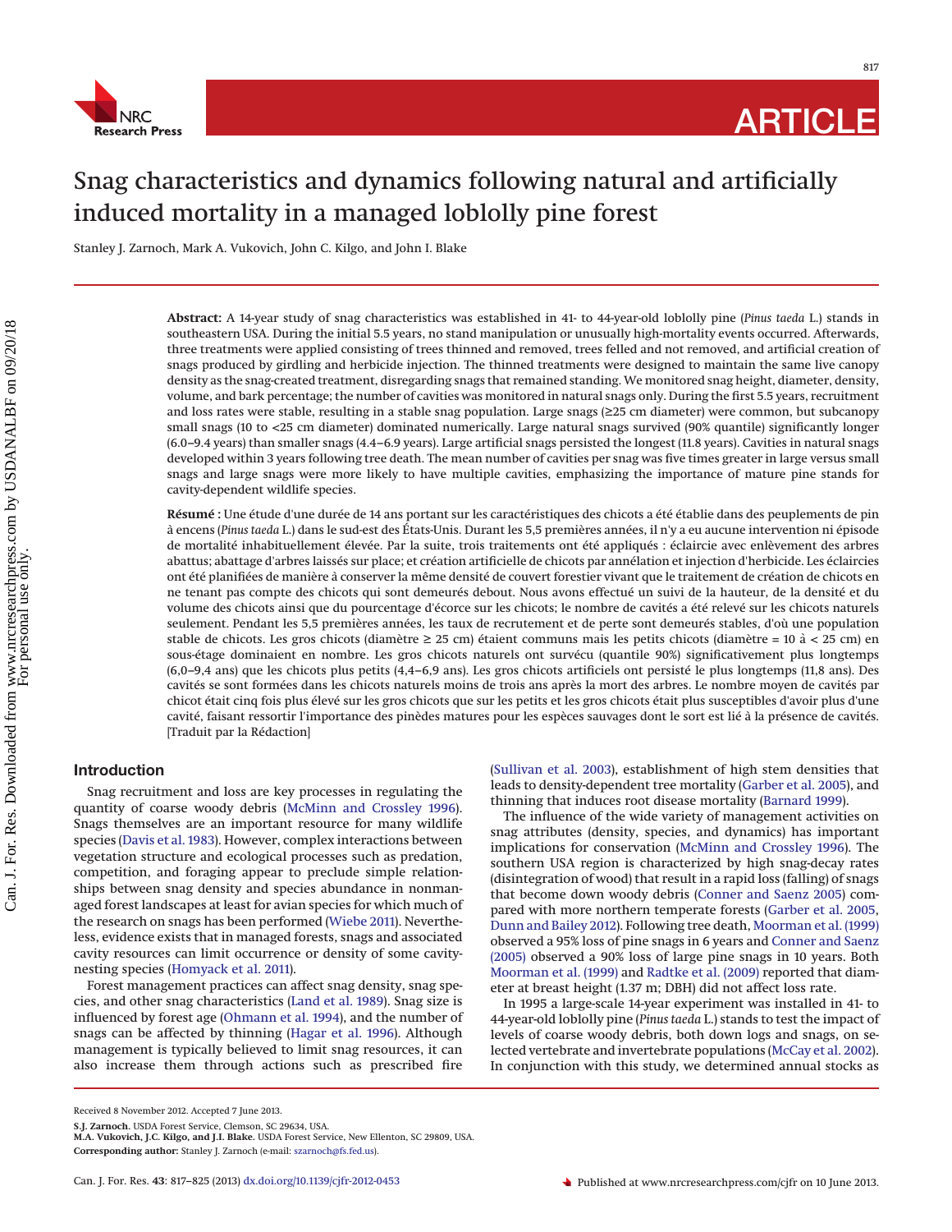# Snag characteristics and dynamics following natural and artificially induced mortality in a managed loblolly pine forest

Stanley J. Zarnoch, Mark A. Vukovich, John C. Kilgo, and John I. Blake

**Abstract:** A 14-year study of snag characteristics was established in 41- to 44-year-old loblolly pine (*Pinus taeda* L.) stands in southeastern USA. During the initial 5.5 years, no stand manipulation or unusually high-mortality events occurred. Afterwards, three treatments were applied consisting of trees thinned and removed, trees felled and not removed, and artificial creation of snags produced by girdling and herbicide injection. The thinned treatments were designed to maintain the same live canopy density as the snag-created treatment, disregarding snags that remained standing. We monitored snag height, diameter, density, volume, and bark percentage; the number of cavities was monitored in natural snags only. During the first 5.5 years, recruitment and loss rates were stable, resulting in a stable snag population. Large snags (≥25 cm diameter) were common, but subcanopy small snags (10 to <25 cm diameter) dominated numerically. Large natural snags survived (90% quantile) significantly longer (6.0–9.4 years) than smaller snags (4.4–6.9 years). Large artificial snags persisted the longest (11.8 years). Cavities in natural snags developed within 3 years following tree death. The mean number of cavities per snag was five times greater in large versus small snags and large snags were more likely to have multiple cavities, emphasizing the importance of mature pine stands for cavity-dependent wildlife species.

**Résumé :** Une étude d'une durée de 14 ans portant sur les caractéristiques des chicots a été établie dans des peuplements de pin à encens (*Pinus taeda* L.) dans le sud-est des États-Unis. Durant les 5,5 premières années, il n'y a eu aucune intervention ni épisode de mortalité inhabituellement élevée. Par la suite, trois traitements ont été appliqués : éclaircie avec enlèvement des arbres abattus; abattage d'arbres laissés sur place; et création artificielle de chicots par annélation et injection d'herbicide. Les éclaircies ont été planifiées de manière à conserver la même densité de couvert forestier vivant que le traitement de création de chicots en ne tenant pas compte des chicots qui sont demeurés debout. Nous avons effectué un suivi de la hauteur, de la densité et du volume des chicots ainsi que du pourcentage d'écorce sur les chicots; le nombre de cavités a été relevé sur les chicots naturels seulement. Pendant les 5,5 premières années, les taux de recrutement et de perte sont demeurés stables, d'où une population stable de chicots. Les gros chicots (diamètre ≥ 25 cm) étaient communs mais les petits chicots (diamètre = 10 à < 25 cm) en sous-étage dominaient en nombre. Les gros chicots naturels ont survécu (quantile 90%) significativement plus longtemps (6,0–9,4 ans) que les chicots plus petits (4,4–6,9 ans). Les gros chicots artificiels ont persisté le plus longtemps (11,8 ans). Des cavités se sont formées dans les chicots naturels moins de trois ans après la mort des arbres. Le nombre moyen de cavités par chicot était cinq fois plus élevé sur les gros chicots que sur les petits et les gros chicots était plus susceptibles d'avoir plus d'une cavité, faisant ressortir l'importance des pinèdes matures pour les espèces sauvages dont le sort est lié à la présence de cavités. [Traduit par la Rédaction]

## Introduction

Snag recruitment and loss are key processes in regulating the quantity of coarse woody debris (McMinn and Crossley 1996). Snags themselves are an important resource for many wildlife species (Davis et al. 1983). However, complex interactions between vegetation structure and ecological processes such as predation, competition, and foraging appear to preclude simple relationships between snag density and species abundance in nonmanaged forest landscapes at least for avian species for which much of the research on snags has been performed (Wiebe 2011). Nevertheless, evidence exists that in managed forests, snags and associated cavity resources can limit occurrence or density of some cavity-nesting species (Homyack et al. 2011).

Forest management practices can affect snag density, snag species, and other snag characteristics (Land et al. 1989). Snag size is influenced by forest age (Ohmann et al. 1994), and the number of snags can be affected by thinning (Hagar et al. 1996). Although management is typically believed to limit snag resources, it can also increase them through actions such as prescribed fire (Sullivan et al. 2003), establishment of high stem densities that leads to density-dependent tree mortality (Garber et al. 2005), and thinning that induces root disease mortality (Barnard 1999).

The influence of the wide variety of management activities on snag attributes (density, species, and dynamics) has important implications for conservation (McMinn and Crossley 1996). The southern USA region is characterized by high snag-decay rates (disintegration of wood) that result in a rapid loss (falling) of snags that become down woody debris (Conner and Saenz 2005) compared with more northern temperate forests (Garber et al. 2005, Dunn and Bailey 2012). Following tree death, Moorman et al. (1999) observed a 95% loss of pine snags in 6 years and Conner and Saenz (2005) observed a 90% loss of large pine snags in 10 years. Both Moorman et al. (1999) and Radtke et al. (2009) reported that diameter at breast height (1.37 m; DBH) did not affect loss rate.

In 1995 a large-scale 14-year experiment was installed in 41- to 44-year-old loblolly pine (*Pinus taeda* L.) stands to test the impact of levels of coarse woody debris, both down logs and snags, on selected vertebrate and invertebrate populations (McCay et al. 2002). In conjunction with this study, we determined annual stocks as

Received 8 November 2012. Accepted 7 June 2013.

**S.J. Zarnoch.** USDA Forest Service, Clemson, SC 29634, USA.
**M.A. Vukovich, J.C. Kilgo, and J.I. Blake.** USDA Forest Service, New Ellenton, SC 29809, USA.
**Corresponding author:** Stanley J. Zarnoch (e-mail: szarnoch@fs.fed.us).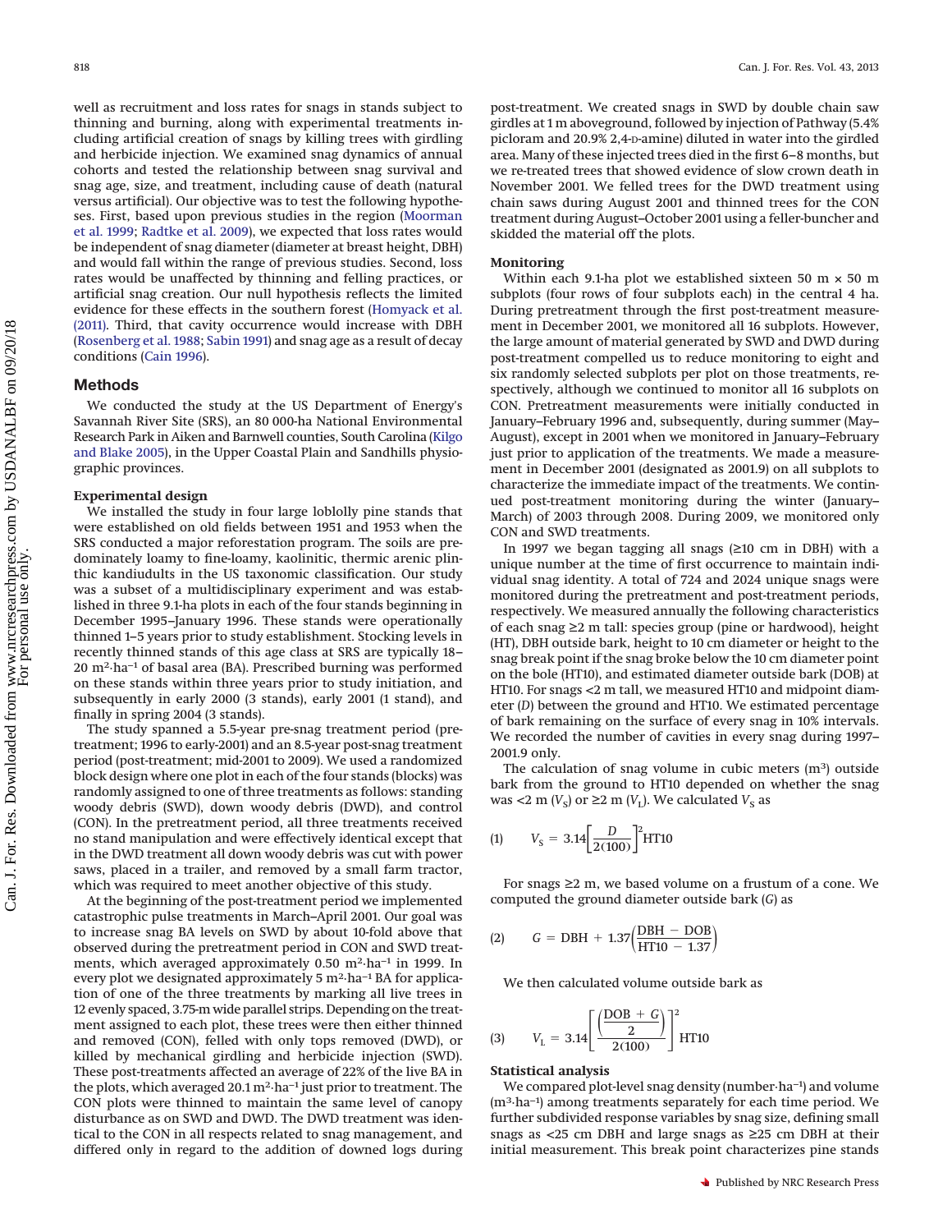well as recruitment and loss rates for snags in stands subject to thinning and burning, along with experimental treatments including artificial creation of snags by killing trees with girdling and herbicide injection. We examined snag dynamics of annual cohorts and tested the relationship between snag survival and snag age, size, and treatment, including cause of death (natural versus artificial). Our objective was to test the following hypotheses. First, based upon previous studies in the region (Moorman et al. 1999; Radtke et al. 2009), we expected that loss rates would be independent of snag diameter (diameter at breast height, DBH) and would fall within the range of previous studies. Second, loss rates would be unaffected by thinning and felling practices, or artificial snag creation. Our null hypothesis reflects the limited evidence for these effects in the southern forest (Homyack et al. (2011). Third, that cavity occurrence would increase with DBH (Rosenberg et al. 1988; Sabin 1991) and snag age as a result of decay conditions (Cain 1996).

## Methods

We conducted the study at the US Department of Energy's Savannah River Site (SRS), an 80 000-ha National Environmental Research Park in Aiken and Barnwell counties, South Carolina (Kilgo and Blake 2005), in the Upper Coastal Plain and Sandhills physiographic provinces.

### Experimental design

We installed the study in four large loblolly pine stands that were established on old fields between 1951 and 1953 when the SRS conducted a major reforestation program. The soils are predominately loamy to fine-loamy, kaolinitic, thermic arenic plinthic kandiudults in the US taxonomic classification. Our study was a subset of a multidisciplinary experiment and was established in three 9.1-ha plots in each of the four stands beginning in December 1995–January 1996. These stands were operationally thinned 1–5 years prior to study establishment. Stocking levels in recently thinned stands of this age class at SRS are typically 18–20 m²·ha⁻¹ of basal area (BA). Prescribed burning was performed on these stands within three years prior to study initiation, and subsequently in early 2000 (3 stands), early 2001 (1 stand), and finally in spring 2004 (3 stands).

The study spanned a 5.5-year pre-snag treatment period (pretreatment; 1996 to early-2001) and an 8.5-year post-snag treatment period (post-treatment; mid-2001 to 2009). We used a randomized block design where one plot in each of the four stands (blocks) was randomly assigned to one of three treatments as follows: standing woody debris (SWD), down woody debris (DWD), and control (CON). In the pretreatment period, all three treatments received no stand manipulation and were effectively identical except that in the DWD treatment all down woody debris was cut with power saws, placed in a trailer, and removed by a small farm tractor, which was required to meet another objective of this study.

At the beginning of the post-treatment period we implemented catastrophic pulse treatments in March–April 2001. Our goal was to increase snag BA levels on SWD by about 10-fold above that observed during the pretreatment period in CON and SWD treatments, which averaged approximately 0.50 m²·ha⁻¹ in 1999. In every plot we designated approximately 5 m²·ha⁻¹ BA for application of one of the three treatments by marking all live trees in 12 evenly spaced, 3.75-m wide parallel strips. Depending on the treatment assigned to each plot, these trees were then either thinned and removed (CON), felled with only tops removed (DWD), or killed by mechanical girdling and herbicide injection (SWD). These post-treatments affected an average of 22% of the live BA in the plots, which averaged 20.1 m²·ha⁻¹ just prior to treatment. The CON plots were thinned to maintain the same level of canopy disturbance as on SWD and DWD. The DWD treatment was identical to the CON in all respects related to snag management, and differed only in regard to the addition of downed logs during post-treatment. We created snags in SWD by double chain saw girdles at 1 m aboveground, followed by injection of Pathway (5.4% picloram and 20.9% 2,4-D-amine) diluted in water into the girdled area. Many of these injected trees died in the first 6–8 months, but we re-treated trees that showed evidence of slow crown death in November 2001. We felled trees for the DWD treatment using chain saws during August 2001 and thinned trees for the CON treatment during August–October 2001 using a feller-buncher and skidded the material off the plots.

### Monitoring

Within each 9.1-ha plot we established sixteen 50 m × 50 m subplots (four rows of four subplots each) in the central 4 ha. During pretreatment through the first post-treatment measurement in December 2001, we monitored all 16 subplots. However, the large amount of material generated by SWD and DWD during post-treatment compelled us to reduce monitoring to eight and six randomly selected subplots per plot on those treatments, respectively, although we continued to monitor all 16 subplots on CON. Pretreatment measurements were initially conducted in January–February 1996 and, subsequently, during summer (May–August), except in 2001 when we monitored in January–February just prior to application of the treatments. We made a measurement in December 2001 (designated as 2001.9) on all subplots to characterize the immediate impact of the treatments. We continued post-treatment monitoring during the winter (January–March) of 2003 through 2008. During 2009, we monitored only CON and SWD treatments.

In 1997 we began tagging all snags (≥10 cm in DBH) with a unique number at the time of first occurrence to maintain individual snag identity. A total of 724 and 2024 unique snags were monitored during the pretreatment and post-treatment periods, respectively. We measured annually the following characteristics of each snag ≥2 m tall: species group (pine or hardwood), height (HT), DBH outside bark, height to 10 cm diameter or height to the snag break point if the snag broke below the 10 cm diameter point on the bole (HT10), and estimated diameter outside bark (DOB) at HT10. For snags <2 m tall, we measured HT10 and midpoint diameter ($D$) between the ground and HT10. We estimated percentage of bark remaining on the surface of every snag in 10% intervals. We recorded the number of cavities in every snag during 1997–2001.9 only.

The calculation of snag volume in cubic meters (m³) outside bark from the ground to HT10 depended on whether the snag was <2 m ($V_S$) or ≥2 m ($V_L$). We calculated $V_S$ as

$$(1)\qquad V_S = 3.14\left[\frac{D}{2(100)}\right]^2 \text{HT10}$$

For snags ≥2 m, we based volume on a frustum of a cone. We computed the ground diameter outside bark ($G$) as

$$(2)\qquad G = \text{DBH} + 1.37\left(\frac{\text{DBH} - \text{DOB}}{\text{HT10} - 1.37}\right)$$

We then calculated volume outside bark as

$$(3)\qquad V_L = 3.14\left[\frac{\left(\frac{\text{DOB} + G}{2}\right)}{2(100)}\right]^2 \text{HT10}$$

### Statistical analysis

We compared plot-level snag density (number·ha⁻¹) and volume (m³·ha⁻¹) among treatments separately for each time period. We further subdivided response variables by snag size, defining small snags as <25 cm DBH and large snags as ≥25 cm DBH at their initial measurement. This break point characterizes pine stands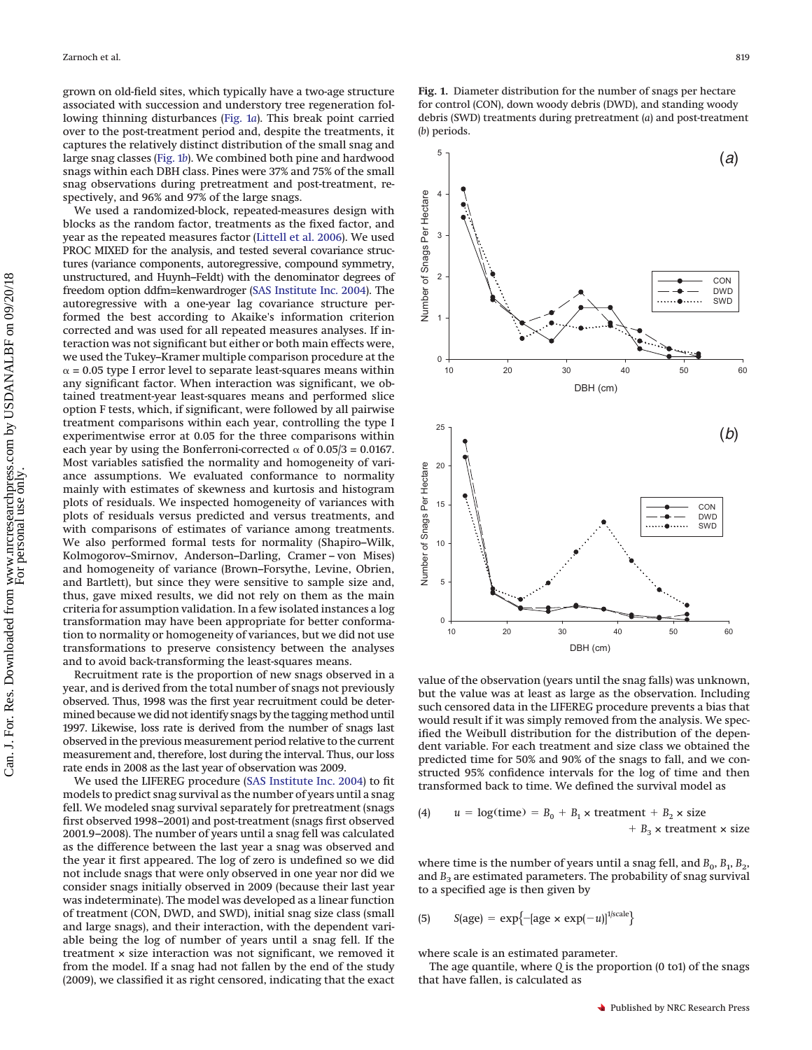grown on old-field sites, which typically have a two-age structure associated with succession and understory tree regeneration following thinning disturbances (Fig. 1*a*). This break point carried over to the post-treatment period and, despite the treatments, it captures the relatively distinct distribution of the small snag and large snag classes (Fig. 1*b*). We combined both pine and hardwood snags within each DBH class. Pines were 37% and 75% of the small snag observations during pretreatment and post-treatment, respectively, and 96% and 97% of the large snags.

We used a randomized-block, repeated-measures design with blocks as the random factor, treatments as the fixed factor, and year as the repeated measures factor (Littell et al. 2006). We used PROC MIXED for the analysis, and tested several covariance structures (variance components, autoregressive, compound symmetry, unstructured, and Huynh–Feldt) with the denominator degrees of freedom option ddfm=kenwardroger (SAS Institute Inc. 2004). The autoregressive with a one-year lag covariance structure performed the best according to Akaike's information criterion corrected and was used for all repeated measures analyses. If interaction was not significant but either or both main effects were, we used the Tukey–Kramer multiple comparison procedure at the $\alpha = 0.05$ type I error level to separate least-squares means within any significant factor. When interaction was significant, we obtained treatment-year least-squares means and performed slice option F tests, which, if significant, were followed by all pairwise treatment comparisons within each year, controlling the type I experimentwise error at 0.05 for the three comparisons within each year by using the Bonferroni-corrected $\alpha$ of $0.05/3 = 0.0167$. Most variables satisfied the normality and homogeneity of variance assumptions. We evaluated conformance to normality mainly with estimates of skewness and kurtosis and histogram plots of residuals. We inspected homogeneity of variances with plots of residuals versus predicted and versus treatments, and with comparisons of estimates of variance among treatments. We also performed formal tests for normality (Shapiro–Wilk, Kolmogorov–Smirnov, Anderson–Darling, Cramer – von Mises) and homogeneity of variance (Brown–Forsythe, Levine, Obrien, and Bartlett), but since they were sensitive to sample size and, thus, gave mixed results, we did not rely on them as the main criteria for assumption validation. In a few isolated instances a log transformation may have been appropriate for better conformation to normality or homogeneity of variances, but we did not use transformations to preserve consistency between the analyses and to avoid back-transforming the least-squares means.

Recruitment rate is the proportion of new snags observed in a year, and is derived from the total number of snags not previously observed. Thus, 1998 was the first year recruitment could be determined because we did not identify snags by the tagging method until 1997. Likewise, loss rate is derived from the number of snags last observed in the previous measurement period relative to the current measurement and, therefore, lost during the interval. Thus, our loss rate ends in 2008 as the last year of observation was 2009.

We used the LIFEREG procedure (SAS Institute Inc. 2004) to fit models to predict snag survival as the number of years until a snag fell. We modeled snag survival separately for pretreatment (snags first observed 1998–2001) and post-treatment (snags first observed 2001.9–2008). The number of years until a snag fell was calculated as the difference between the last year a snag was observed and the year it first appeared. The log of zero is undefined so we did not include snags that were only observed in one year nor did we consider snags initially observed in 2009 (because their last year was indeterminate). The model was developed as a linear function of treatment (CON, DWD, and SWD), initial snag size class (small and large snags), and their interaction, with the dependent variable being the log of number of years until a snag fell. If the treatment × size interaction was not significant, we removed it from the model. If a snag had not fallen by the end of the study (2009), we classified it as right censored, indicating that the exact value of the observation (years until the snag falls) was unknown, but the value was at least as large as the observation. Including such censored data in the LIFEREG procedure prevents a bias that would result if it was simply removed from the analysis. We specified the Weibull distribution for the distribution of the dependent variable. For each treatment and size class we obtained the predicted time for 50% and 90% of the snags to fall, and we constructed 95% confidence intervals for the log of time and then transformed back to time. We defined the survival model as

$$(4) \qquad u = \log(\text{time}) = B_0 + B_1 \times \text{treatment} + B_2 \times \text{size} + B_3 \times \text{treatment} \times \text{size}$$

where time is the number of years until a snag fell, and $B_0$, $B_1$, $B_2$, and $B_3$ are estimated parameters. The probability of snag survival to a specified age is then given by

$$(5) \qquad S(\text{age}) = \exp\{-[\text{age} \times \exp(-u)]^{1/\text{scale}}\}$$

where scale is an estimated parameter.

The age quantile, where $Q$ is the proportion (0 to1) of the snags that have fallen, is calculated as

**Fig. 1.** Diameter distribution for the number of snags per hectare for control (CON), down woody debris (DWD), and standing woody debris (SWD) treatments during pretreatment (*a*) and post-treatment (*b*) periods.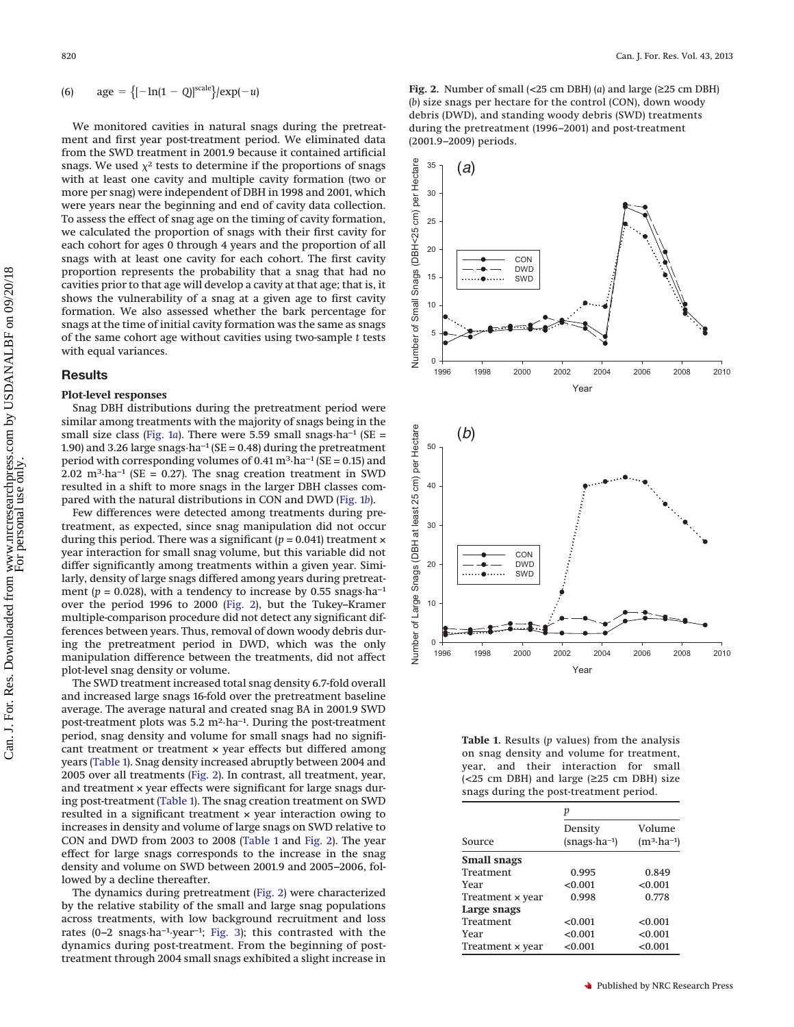$$\text{age} = \{[-\ln(1 - Q)]^{\text{scale}}\}/\exp(-u) \tag{6}$$

We monitored cavities in natural snags during the pretreatment and first year post-treatment period. We eliminated data from the SWD treatment in 2001.9 because it contained artificial snags. We used $\chi^2$ tests to determine if the proportions of snags with at least one cavity and multiple cavity formation (two or more per snag) were independent of DBH in 1998 and 2001, which were years near the beginning and end of cavity data collection. To assess the effect of snag age on the timing of cavity formation, we calculated the proportion of snags with their first cavity for each cohort for ages 0 through 4 years and the proportion of all snags with at least one cavity for each cohort. The first cavity proportion represents the probability that a snag that had no cavities prior to that age will develop a cavity at that age; that is, it shows the vulnerability of a snag at a given age to first cavity formation. We also assessed whether the bark percentage for snags at the time of initial cavity formation was the same as snags of the same cohort age without cavities using two-sample *t* tests with equal variances.

## Results

### Plot-level responses

Snag DBH distributions during the pretreatment period were similar among treatments with the majority of snags being in the small size class (Fig. 1*a*). There were 5.59 small snags·ha$^{-1}$ (SE = 1.90) and 3.26 large snags·ha$^{-1}$ (SE = 0.48) during the pretreatment period with corresponding volumes of 0.41 m$^3$·ha$^{-1}$ (SE = 0.15) and 2.02 m$^3$·ha$^{-1}$ (SE = 0.27). The snag creation treatment in SWD resulted in a shift to more snags in the larger DBH classes compared with the natural distributions in CON and DWD (Fig. 1*b*).

Few differences were detected among treatments during pretreatment, as expected, since snag manipulation did not occur during this period. There was a significant ($p = 0.041$) treatment × year interaction for small snag volume, but this variable did not differ significantly among treatments within a given year. Similarly, density of large snags differed among years during pretreatment ($p = 0.028$), with a tendency to increase by 0.55 snags·ha$^{-1}$ over the period 1996 to 2000 (Fig. 2), but the Tukey–Kramer multiple-comparison procedure did not detect any significant differences between years. Thus, removal of down woody debris during the pretreatment period in DWD, which was the only manipulation difference between the treatments, did not affect plot-level snag density or volume.

The SWD treatment increased total snag density 6.7-fold overall and increased large snags 16-fold over the pretreatment baseline average. The average natural and created snag BA in 2001.9 SWD post-treatment plots was 5.2 m$^2$·ha$^{-1}$. During the post-treatment period, snag density and volume for small snags had no significant treatment or treatment × year effects but differed among years (Table 1). Snag density increased abruptly between 2004 and 2005 over all treatments (Fig. 2). In contrast, all treatment, year, and treatment × year effects were significant for large snags during post-treatment (Table 1). The snag creation treatment on SWD resulted in a significant treatment × year interaction owing to increases in density and volume of large snags on SWD relative to CON and DWD from 2003 to 2008 (Table 1 and Fig. 2). The year effect for large snags corresponds to the increase in the snag density and volume on SWD between 2001.9 and 2005–2006, followed by a decline thereafter.

The dynamics during pretreatment (Fig. 2) were characterized by the relative stability of the small and large snag populations across treatments, with low background recruitment and loss rates (0–2 snags·ha$^{-1}$·year$^{-1}$; Fig. 3); this contrasted with the dynamics during post-treatment. From the beginning of post-treatment through 2004 small snags exhibited a slight increase in

**Fig. 2.** Number of small (<25 cm DBH) (*a*) and large (≥25 cm DBH) (*b*) size snags per hectare for the control (CON), down woody debris (DWD), and standing woody debris (SWD) treatments during the pretreatment (1996–2001) and post-treatment (2001.9–2009) periods.

**Table 1.** Results (*p* values) from the analysis on snag density and volume for treatment, year, and their interaction for small (<25 cm DBH) and large (≥25 cm DBH) size snags during the post-treatment period.

| | *p* | |
|---|---|---|
| Source | Density (snags·ha$^{-1}$) | Volume (m$^3$·ha$^{-1}$) |
| **Small snags** | | |
| Treatment | 0.995 | 0.849 |
| Year | <0.001 | <0.001 |
| Treatment × year | 0.998 | 0.778 |
| **Large snags** | | |
| Treatment | <0.001 | <0.001 |
| Year | <0.001 | <0.001 |
| Treatment × year | <0.001 | <0.001 |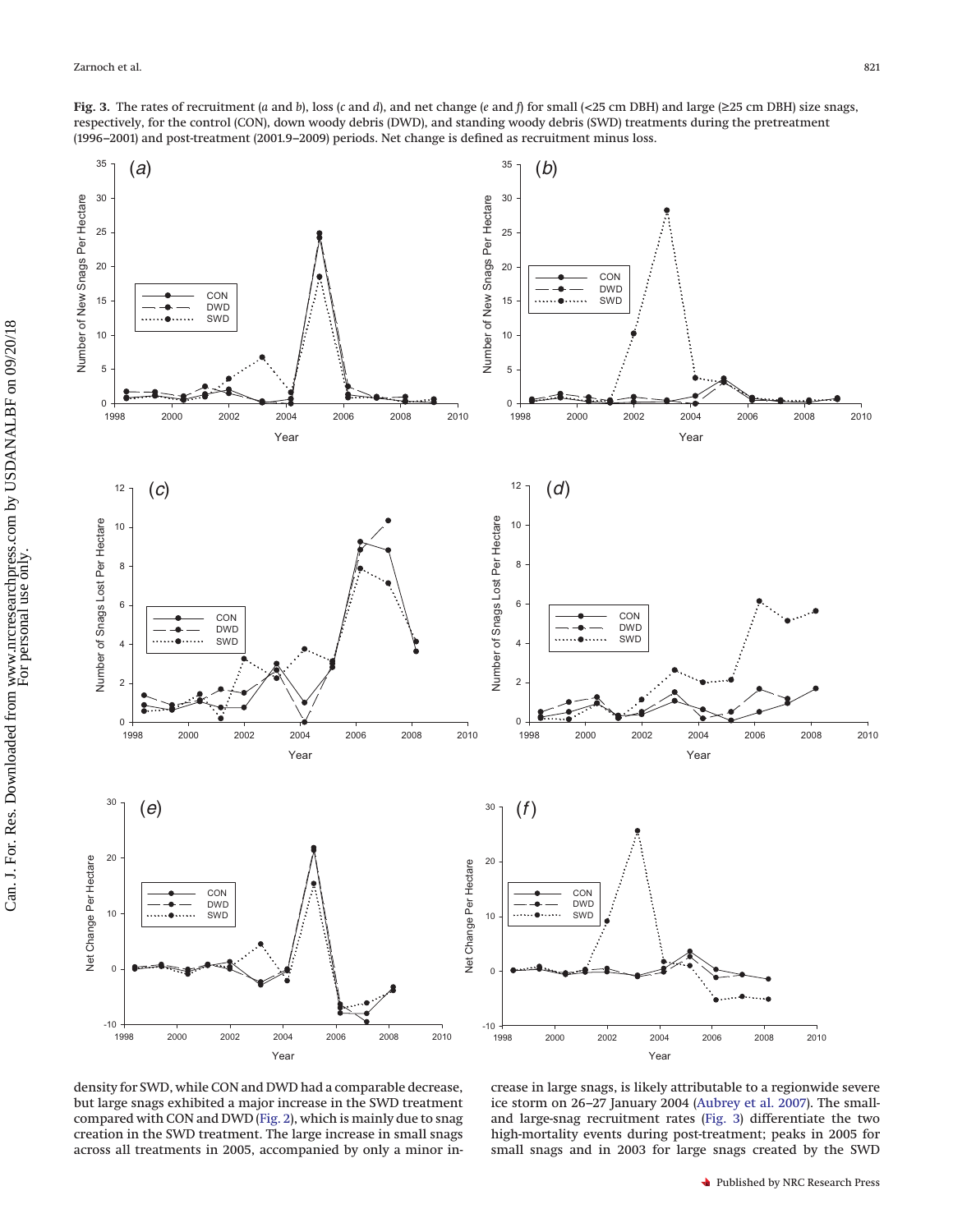**Fig. 3.** The rates of recruitment (*a* and *b*), loss (*c* and *d*), and net change (*e* and *f*) for small (<25 cm DBH) and large (≥25 cm DBH) size snags, respectively, for the control (CON), down woody debris (DWD), and standing woody debris (SWD) treatments during the pretreatment (1996–2001) and post-treatment (2001.9–2009) periods. Net change is defined as recruitment minus loss.

density for SWD, while CON and DWD had a comparable decrease, but large snags exhibited a major increase in the SWD treatment compared with CON and DWD (Fig. 2), which is mainly due to snag creation in the SWD treatment. The large increase in small snags across all treatments in 2005, accompanied by only a minor increase in large snags, is likely attributable to a regionwide severe ice storm on 26–27 January 2004 (Aubrey et al. 2007). The small- and large-snag recruitment rates (Fig. 3) differentiate the two high-mortality events during post-treatment; peaks in 2005 for small snags and in 2003 for large snags created by the SWD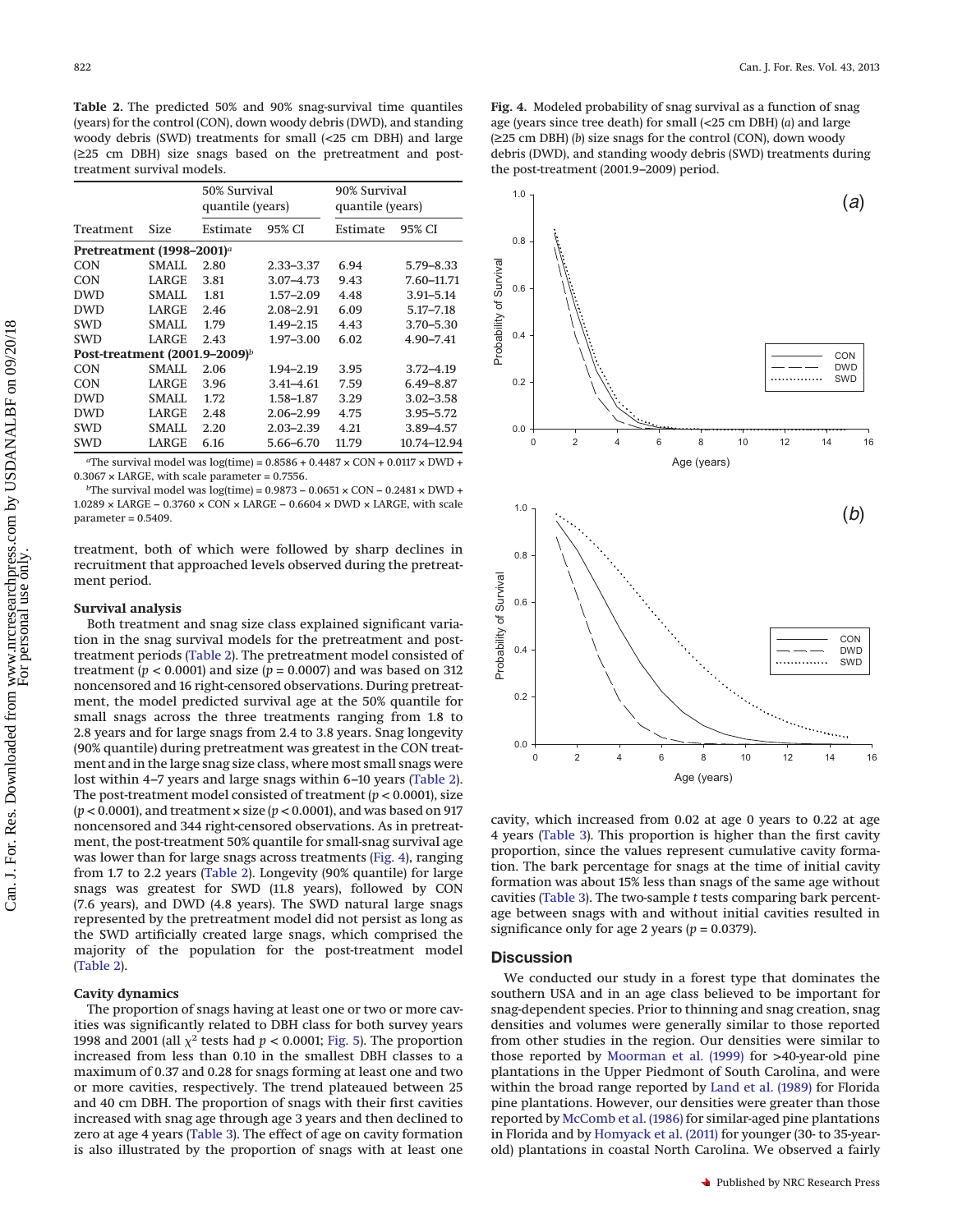**Table 2.** The predicted 50% and 90% snag-survival time quantiles (years) for the control (CON), down woody debris (DWD), and standing woody debris (SWD) treatments for small (<25 cm DBH) and large (≥25 cm DBH) size snags based on the pretreatment and post-treatment survival models.

| Treatment | Size | 50% Survival quantile (years) | | 90% Survival quantile (years) | |
|---|---|---|---|---|---|
| | | Estimate | 95% CI | Estimate | 95% CI |
| **Pretreatment (1998–2001)**[a] | | | | | |
| CON | SMALL | 2.80 | 2.33–3.37 | 6.94 | 5.79–8.33 |
| CON | LARGE | 3.81 | 3.07–4.73 | 9.43 | 7.60–11.71 |
| DWD | SMALL | 1.81 | 1.57–2.09 | 4.48 | 3.91–5.14 |
| DWD | LARGE | 2.46 | 2.08–2.91 | 6.09 | 5.17–7.18 |
| SWD | SMALL | 1.79 | 1.49–2.15 | 4.43 | 3.70–5.30 |
| SWD | LARGE | 2.43 | 1.97–3.00 | 6.02 | 4.90–7.41 |
| **Post-treatment (2001.9–2009)**[b] | | | | | |
| CON | SMALL | 2.06 | 1.94–2.19 | 3.95 | 3.72–4.19 |
| CON | LARGE | 3.96 | 3.41–4.61 | 7.59 | 6.49–8.87 |
| DWD | SMALL | 1.72 | 1.58–1.87 | 3.29 | 3.02–3.58 |
| DWD | LARGE | 2.48 | 2.06–2.99 | 4.75 | 3.95–5.72 |
| SWD | SMALL | 2.20 | 2.03–2.39 | 4.21 | 3.89–4.57 |
| SWD | LARGE | 6.16 | 5.66–6.70 | 11.79 | 10.74–12.94 |

[a]The survival model was log(time) = 0.8586 + 0.4487 × CON + 0.0117 × DWD + 0.3067 × LARGE, with scale parameter = 0.7556.

[b]The survival model was log(time) = 0.9873 − 0.0651 × CON − 0.2481 × DWD + 1.0289 × LARGE − 0.3760 × CON × LARGE − 0.6604 × DWD × LARGE, with scale parameter = 0.5409.

treatment, both of which were followed by sharp declines in recruitment that approached levels observed during the pretreatment period.

### Survival analysis

Both treatment and snag size class explained significant variation in the snag survival models for the pretreatment and post-treatment periods (Table 2). The pretreatment model consisted of treatment ($p < 0.0001$) and size ($p = 0.0007$) and was based on 312 noncensored and 16 right-censored observations. During pretreatment, the model predicted survival age at the 50% quantile for small snags across the three treatments ranging from 1.8 to 2.8 years and for large snags from 2.4 to 3.8 years. Snag longevity (90% quantile) during pretreatment was greatest in the CON treatment and in the large snag size class, where most small snags were lost within 4–7 years and large snags within 6–10 years (Table 2). The post-treatment model consisted of treatment ($p < 0.0001$), size ($p < 0.0001$), and treatment × size ($p < 0.0001$), and was based on 917 noncensored and 344 right-censored observations. As in pretreatment, the post-treatment 50% quantile for small-snag survival age was lower than for large snags across treatments (Fig. 4), ranging from 1.7 to 2.2 years (Table 2). Longevity (90% quantile) for large snags was greatest for SWD (11.8 years), followed by CON (7.6 years), and DWD (4.8 years). The SWD natural large snags represented by the pretreatment model did not persist as long as the SWD artificially created large snags, which comprised the majority of the population for the post-treatment model (Table 2).

### Cavity dynamics

The proportion of snags having at least one or two or more cavities was significantly related to DBH class for both survey years 1998 and 2001 (all $\chi^2$ tests had $p < 0.0001$; Fig. 5). The proportion increased from less than 0.10 in the smallest DBH classes to a maximum of 0.37 and 0.28 for snags forming at least one and two or more cavities, respectively. The trend plateaued between 25 and 40 cm DBH. The proportion of snags with their first cavities increased with snag age through age 3 years and then declined to zero at age 4 years (Table 3). The effect of age on cavity formation is also illustrated by the proportion of snags with at least one cavity, which increased from 0.02 at age 0 years to 0.22 at age 4 years (Table 3). This proportion is higher than the first cavity proportion, since the values represent cumulative cavity formation. The bark percentage for snags at the time of initial cavity formation was about 15% less than snags of the same age without cavities (Table 3). The two-sample *t* tests comparing bark percentage between snags with and without initial cavities resulted in significance only for age 2 years ($p = 0.0379$).

**Fig. 4.** Modeled probability of snag survival as a function of snag age (years since tree death) for small (<25 cm DBH) (*a*) and large (≥25 cm DBH) (*b*) size snags for the control (CON), down woody debris (DWD), and standing woody debris (SWD) treatments during the post-treatment (2001.9–2009) period.

## Discussion

We conducted our study in a forest type that dominates the southern USA and in an age class believed to be important for snag-dependent species. Prior to thinning and snag creation, snag densities and volumes were generally similar to those reported from other studies in the region. Our densities were similar to those reported by Moorman et al. (1999) for >40-year-old pine plantations in the Upper Piedmont of South Carolina, and were within the broad range reported by Land et al. (1989) for Florida pine plantations. However, our densities were greater than those reported by McComb et al. (1986) for similar-aged pine plantations in Florida and by Homyack et al. (2011) for younger (30- to 35-year-old) plantations in coastal North Carolina. We observed a fairly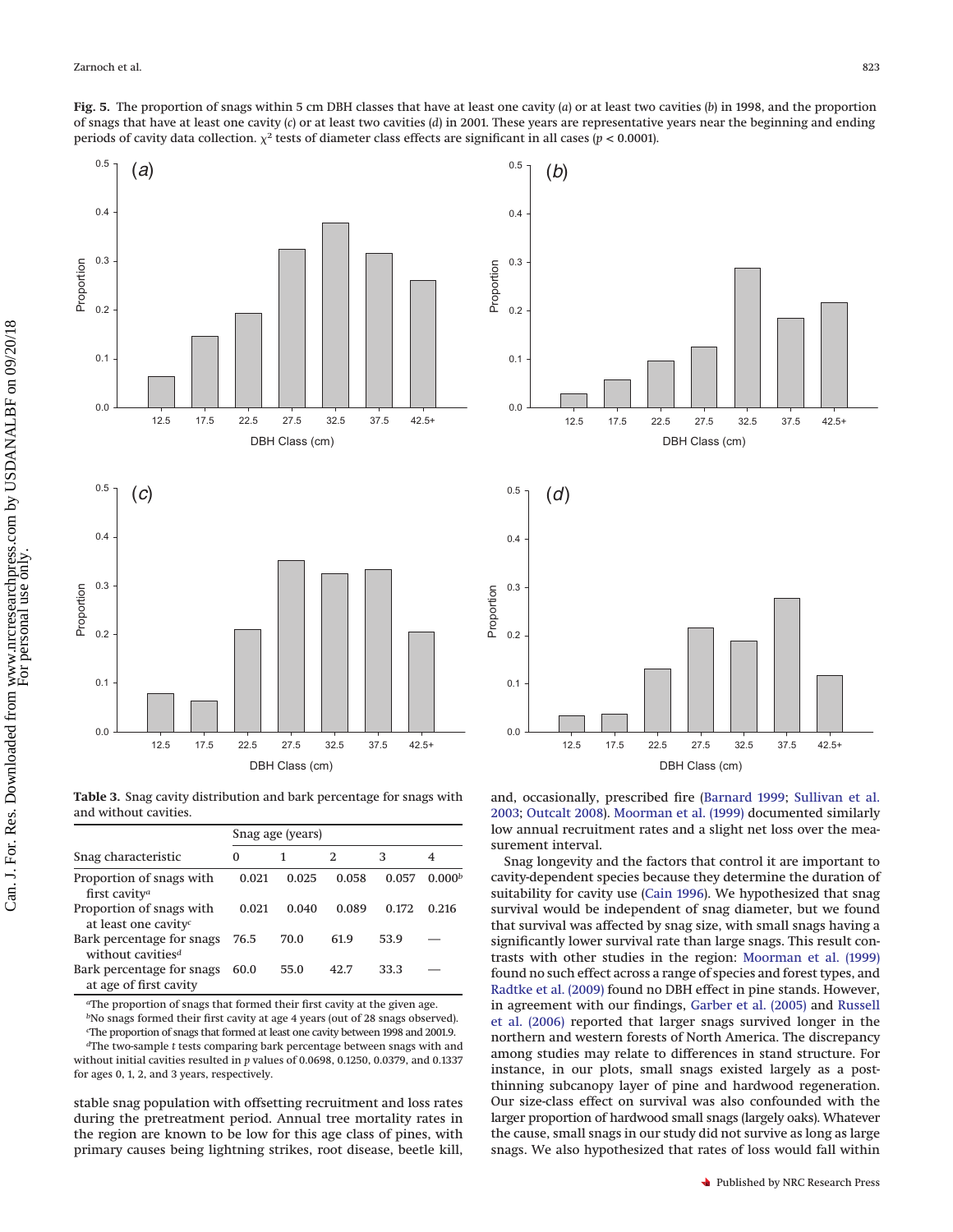**Fig. 5.** The proportion of snags within 5 cm DBH classes that have at least one cavity (*a*) or at least two cavities (*b*) in 1998, and the proportion of snags that have at least one cavity (*c*) or at least two cavities (*d*) in 2001. These years are representative years near the beginning and ending periods of cavity data collection. $\chi^2$ tests of diameter class effects are significant in all cases ($p < 0.0001$).

**Table 3.** Snag cavity distribution and bark percentage for snags with and without cavities.

| Snag characteristic | Snag age (years) | | | | |
|---|---|---|---|---|---|
| | 0 | 1 | 2 | 3 | 4 |
| Proportion of snags with first cavity[a] | 0.021 | 0.025 | 0.058 | 0.057 | 0.000[b] |
| Proportion of snags with at least one cavity[c] | 0.021 | 0.040 | 0.089 | 0.172 | 0.216 |
| Bark percentage for snags without cavities[d] | 76.5 | 70.0 | 61.9 | 53.9 | — |
| Bark percentage for snags at age of first cavity | 60.0 | 55.0 | 42.7 | 33.3 | — |

[a]The proportion of snags that formed their first cavity at the given age.
[b]No snags formed their first cavity at age 4 years (out of 28 snags observed).
[c]The proportion of snags that formed at least one cavity between 1998 and 2001.9.
[d]The two-sample *t* tests comparing bark percentage between snags with and without initial cavities resulted in *p* values of 0.0698, 0.1250, 0.0379, and 0.1337 for ages 0, 1, 2, and 3 years, respectively.

stable snag population with offsetting recruitment and loss rates during the pretreatment period. Annual tree mortality rates in the region are known to be low for this age class of pines, with primary causes being lightning strikes, root disease, beetle kill, and, occasionally, prescribed fire (Barnard 1999; Sullivan et al. 2003; Outcalt 2008). Moorman et al. (1999) documented similarly low annual recruitment rates and a slight net loss over the measurement interval.

Snag longevity and the factors that control it are important to cavity-dependent species because they determine the duration of suitability for cavity use (Cain 1996). We hypothesized that snag survival would be independent of snag diameter, but we found that survival was affected by snag size, with small snags having a significantly lower survival rate than large snags. This result contrasts with other studies in the region: Moorman et al. (1999) found no such effect across a range of species and forest types, and Radtke et al. (2009) found no DBH effect in pine stands. However, in agreement with our findings, Garber et al. (2005) and Russell et al. (2006) reported that larger snags survived longer in the northern and western forests of North America. The discrepancy among studies may relate to differences in stand structure. For instance, in our plots, small snags existed largely as a post-thinning subcanopy layer of pine and hardwood regeneration. Our size-class effect on survival was also confounded with the larger proportion of hardwood small snags (largely oaks). Whatever the cause, small snags in our study did not survive as long as large snags. We also hypothesized that rates of loss would fall within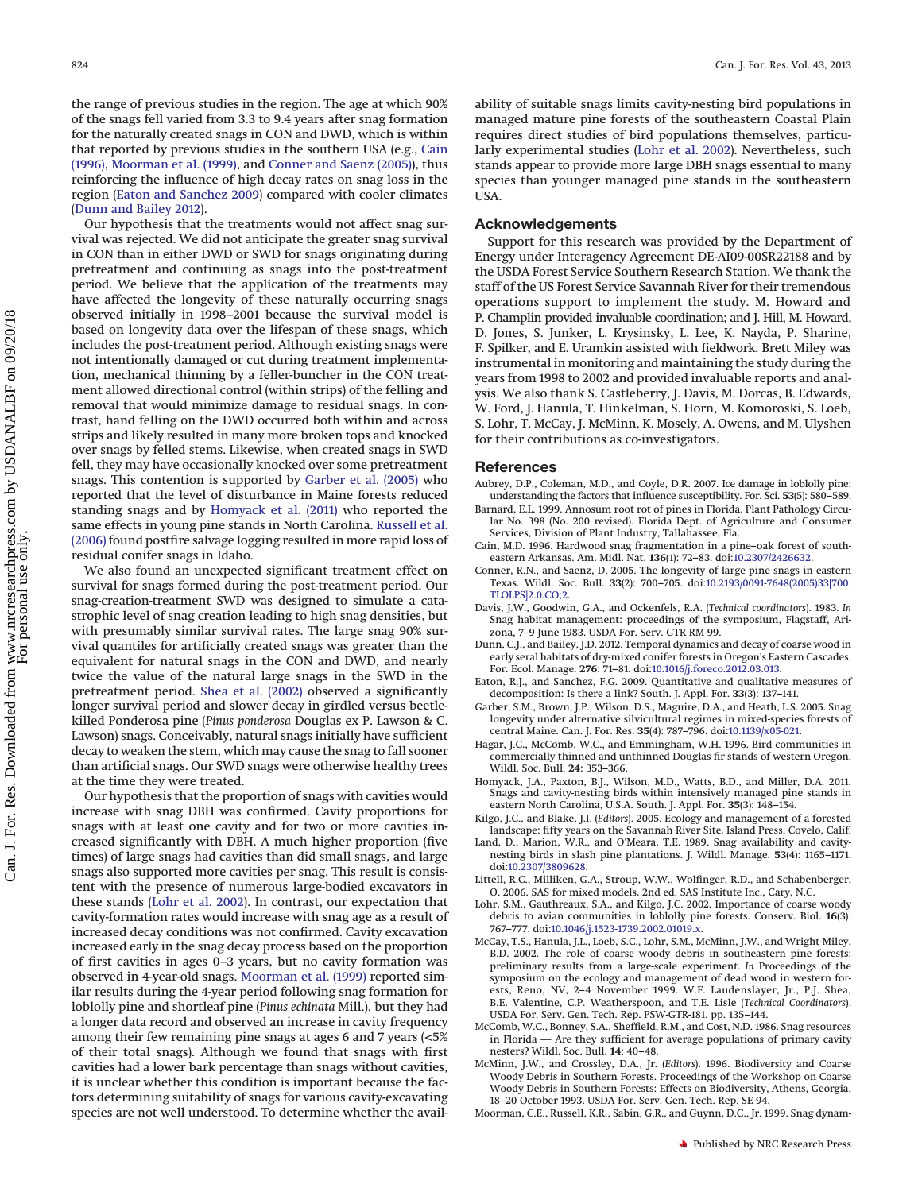the range of previous studies in the region. The age at which 90% of the snags fell varied from 3.3 to 9.4 years after snag formation for the naturally created snags in CON and DWD, which is within that reported by previous studies in the southern USA (e.g., Cain (1996), Moorman et al. (1999), and Conner and Saenz (2005)), thus reinforcing the influence of high decay rates on snag loss in the region (Eaton and Sanchez 2009) compared with cooler climates (Dunn and Bailey 2012).

Our hypothesis that the treatments would not affect snag survival was rejected. We did not anticipate the greater snag survival in CON than in either DWD or SWD for snags originating during pretreatment and continuing as snags into the post-treatment period. We believe that the application of the treatments may have affected the longevity of these naturally occurring snags observed initially in 1998–2001 because the survival model is based on longevity data over the lifespan of these snags, which includes the post-treatment period. Although existing snags were not intentionally damaged or cut during treatment implementation, mechanical thinning by a feller-buncher in the CON treatment allowed directional control (within strips) of the felling and removal that would minimize damage to residual snags. In contrast, hand felling on the DWD occurred both within and across strips and likely resulted in many more broken tops and knocked over snags by felled stems. Likewise, when created snags in SWD fell, they may have occasionally knocked over some pretreatment snags. This contention is supported by Garber et al. (2005) who reported that the level of disturbance in Maine forests reduced standing snags and by Homyack et al. (2011) who reported the same effects in young pine stands in North Carolina. Russell et al. (2006) found postfire salvage logging resulted in more rapid loss of residual conifer snags in Idaho.

We also found an unexpected significant treatment effect on survival for snags formed during the post-treatment period. Our snag-creation-treatment SWD was designed to simulate a catastrophic level of snag creation leading to high snag densities, but with presumably similar survival rates. The large snag 90% survival quantiles for artificially created snags was greater than the equivalent for natural snags in the CON and DWD, and nearly twice the value of the natural large snags in the SWD in the pretreatment period. Shea et al. (2002) observed a significantly longer survival period and slower decay in girdled versus beetle-killed Ponderosa pine (*Pinus ponderosa* Douglas ex P. Lawson & C. Lawson) snags. Conceivably, natural snags initially have sufficient decay to weaken the stem, which may cause the snag to fall sooner than artificial snags. Our SWD snags were otherwise healthy trees at the time they were treated.

Our hypothesis that the proportion of snags with cavities would increase with snag DBH was confirmed. Cavity proportions for snags with at least one cavity and for two or more cavities increased significantly with DBH. A much higher proportion (five times) of large snags had cavities than did small snags, and large snags also supported more cavities per snag. This result is consistent with the presence of numerous large-bodied excavators in these stands (Lohr et al. 2002). In contrast, our expectation that cavity-formation rates would increase with snag age as a result of increased decay conditions was not confirmed. Cavity excavation increased early in the snag decay process based on the proportion of first cavities in ages 0–3 years, but no cavity formation was observed in 4-year-old snags. Moorman et al. (1999) reported similar results during the 4-year period following snag formation for loblolly pine and shortleaf pine (*Pinus echinata* Mill.), but they had a longer data record and observed an increase in cavity frequency among their few remaining pine snags at ages 6 and 7 years (<5% of their total snags). Although we found that snags with first cavities had a lower bark percentage than snags without cavities, it is unclear whether this condition is important because the factors determining suitability of snags for various cavity-excavating species are not well understood. To determine whether the availability of suitable snags limits cavity-nesting bird populations in managed mature pine forests of the southeastern Coastal Plain requires direct studies of bird populations themselves, particularly experimental studies (Lohr et al. 2002). Nevertheless, such stands appear to provide more large DBH snags essential to many species than younger managed pine stands in the southeastern USA.

## Acknowledgements

Support for this research was provided by the Department of Energy under Interagency Agreement DE-AI09-00SR22188 and by the USDA Forest Service Southern Research Station. We thank the staff of the US Forest Service Savannah River for their tremendous operations support to implement the study. M. Howard and P. Champlin provided invaluable coordination; and J. Hill, M. Howard, D. Jones, S. Junker, L. Krysinsky, L. Lee, K. Nayda, P. Sharine, F. Spilker, and E. Uramkin assisted with fieldwork. Brett Miley was instrumental in monitoring and maintaining the study during the years from 1998 to 2002 and provided invaluable reports and analysis. We also thank S. Castleberry, J. Davis, M. Dorcas, B. Edwards, W. Ford, J. Hanula, T. Hinkelman, S. Horn, M. Komoroski, S. Loeb, S. Lohr, T. McCay, J. McMinn, K. Mosely, A. Owens, and M. Ulyshen for their contributions as co-investigators.

## References

Aubrey, D.P., Coleman, M.D., and Coyle, D.R. 2007. Ice damage in loblolly pine: understanding the factors that influence susceptibility. For. Sci. **53**(5): 580–589.

Barnard, E.L. 1999. Annosum root rot of pines in Florida. Plant Pathology Circular No. 398 (No. 200 revised). Florida Dept. of Agriculture and Consumer Services, Division of Plant Industry, Tallahassee, Fla.

Cain, M.D. 1996. Hardwood snag fragmentation in a pine–oak forest of southeastern Arkansas. Am. Midl. Nat. **136**(1): 72–83. doi:10.2307/2426632.

Conner, R.N., and Saenz, D. 2005. The longevity of large pine snags in eastern Texas. Wildl. Soc. Bull. **33**(2): 700–705. doi:10.2193/0091-7648(2005)33[700:TLOLPS]2.0.CO;2.

Davis, J.W., Goodwin, G.A., and Ockenfels, R.A. (*Technical coordinators*). 1983. *In* Snag habitat management: proceedings of the symposium, Flagstaff, Arizona, 7–9 June 1983. USDA For. Serv. GTR-RM-99.

Dunn, C.J., and Bailey, J.D. 2012. Temporal dynamics and decay of coarse wood in early seral habitats of dry-mixed conifer forests in Oregon's Eastern Cascades. For. Ecol. Manage. **276**: 71–81. doi:10.1016/j.foreco.2012.03.013.

Eaton, R.J., and Sanchez, F.G. 2009. Quantitative and qualitative measures of decomposition: Is there a link? South. J. Appl. For. **33**(3): 137–141.

Garber, S.M., Brown, J.P., Wilson, D.S., Maguire, D.A., and Heath, L.S. 2005. Snag longevity under alternative silvicultural regimes in mixed-species forests of central Maine. Can. J. For. Res. **35**(4): 787–796. doi:10.1139/x05-021.

Hagar, J.C., McComb, W.C., and Emmingham, W.H. 1996. Bird communities in commercially thinned and unthinned Douglas-fir stands of western Oregon. Wildl. Soc. Bull. **24**: 353–366.

Homyack, J.A., Paxton, B.J., Wilson, M.D., Watts, B.D., and Miller, D.A. 2011. Snags and cavity-nesting birds within intensively managed pine stands in eastern North Carolina, U.S.A. South. J. Appl. For. **35**(3): 148–154.

Kilgo, J.C., and Blake, J.I. (*Editors*). 2005. Ecology and management of a forested landscape: fifty years on the Savannah River Site. Island Press, Covelo, Calif.

Land, D., Marion, W.R., and O'Meara, T.E. 1989. Snag availability and cavity-nesting birds in slash pine plantations. J. Wildl. Manage. **53**(4): 1165–1171. doi:10.2307/3809628.

Littell, R.C., Milliken, G.A., Stroup, W.W., Wolfinger, R.D., and Schabenberger, O. 2006. SAS for mixed models. 2nd ed. SAS Institute Inc., Cary, N.C.

Lohr, S.M., Gauthreaux, S.A., and Kilgo, J.C. 2002. Importance of coarse woody debris to avian communities in loblolly pine forests. Conserv. Biol. **16**(3): 767–777. doi:10.1046/j.1523-1739.2002.01019.x.

McCay, T.S., Hanula, J.L., Loeb, S.C., Lohr, S.M., McMinn, J.W., and Wright-Miley, B.D. 2002. The role of coarse woody debris in southeastern pine forests: preliminary results from a large-scale experiment. *In* Proceedings of the symposium on the ecology and management of dead wood in western forests, Reno, NV, 2–4 November 1999. W.F. Laudenslayer, Jr., P.J. Shea, B.E. Valentine, C.P. Weatherspoon, and T.E. Lisle (*Technical Coordinators*). USDA For. Serv. Gen. Tech. Rep. PSW-GTR-181. pp. 135–144.

McComb, W.C., Bonney, S.A., Sheffield, R.M., and Cost, N.D. 1986. Snag resources in Florida — Are they sufficient for average populations of primary cavity nesters? Wildl. Soc. Bull. **14**: 40–48.

McMinn, J.W., and Crossley, D.A., Jr. (*Editors*). 1996. Biodiversity and Coarse Woody Debris in Southern Forests. Proceedings of the Workshop on Coarse Woody Debris in Southern Forests: Effects on Biodiversity, Athens, Georgia, 18–20 October 1993. USDA For. Serv. Gen. Tech. Rep. SE-94.

Moorman, C.E., Russell, K.R., Sabin, G.R., and Guynn, D.C., Jr. 1999. Snag dynam-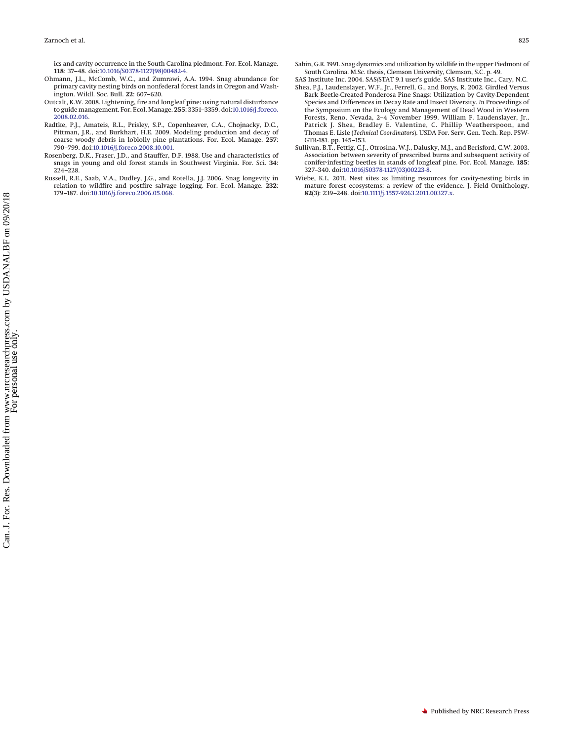ics and cavity occurrence in the South Carolina piedmont. For. Ecol. Manage. **118**: 37–48. doi:10.1016/S0378-1127(98)00482-4.

Ohmann, J.L., McComb, W.C., and Zumrawi, A.A. 1994. Snag abundance for primary cavity nesting birds on nonfederal forest lands in Oregon and Washington. Wildl. Soc. Bull. **22**: 607–620.

Outcalt, K.W. 2008. Lightening, fire and longleaf pine: using natural disturbance to guide management. For. Ecol. Manage. **255**: 3351–3359. doi:10.1016/j.foreco.2008.02.016.

Radtke, P.J., Amateis, R.L., Prisley, S.P., Copenheaver, C.A., Chojnacky, D.C., Pittman, J.R., and Burkhart, H.E. 2009. Modeling production and decay of coarse woody debris in loblolly pine plantations. For. Ecol. Manage. **257**: 790–799. doi:10.1016/j.foreco.2008.10.001.

Rosenberg, D.K., Fraser, J.D., and Stauffer, D.F. 1988. Use and characteristics of snags in young and old forest stands in Southwest Virginia. For. Sci. **34**: 224–228.

Russell, R.E., Saab, V.A., Dudley, J.G., and Rotella, J.J. 2006. Snag longevity in relation to wildfire and postfire salvage logging. For. Ecol. Manage. **232**: 179–187. doi:10.1016/j.foreco.2006.05.068.

Sabin, G.R. 1991. Snag dynamics and utilization by wildlife in the upper Piedmont of South Carolina. M.Sc. thesis, Clemson University, Clemson, S.C. p. 49.

SAS Institute Inc. 2004. SAS/STAT 9.1 user's guide. SAS Institute Inc., Cary, N.C.

Shea, P.J., Laudenslayer, W.F., Jr., Ferrell, G., and Borys, R. 2002. Girdled Versus Bark Beetle-Created Ponderosa Pine Snags: Utilization by Cavity-Dependent Species and Differences in Decay Rate and Insect Diversity. *In* Proceedings of the Symposium on the Ecology and Management of Dead Wood in Western Forests, Reno, Nevada, 2–4 November 1999. William F. Laudenslayer, Jr., Patrick J. Shea, Bradley E. Valentine, C. Phillip Weatherspoon, and Thomas E. Lisle (*Technical Coordinators*). USDA For. Serv. Gen. Tech. Rep. PSW-GTR-181. pp. 145–153.

Sullivan, B.T., Fettig, C.J., Otrosina, W.J., Dalusky, M.J., and Berisford, C.W. 2003. Association between severity of prescribed burns and subsequent activity of conifer-infesting beetles in stands of longleaf pine. For. Ecol. Manage. **185**: 327–340. doi:10.1016/S0378-1127(03)00223-8.

Wiebe, K.L. 2011. Nest sites as limiting resources for cavity-nesting birds in mature forest ecosystems: a review of the evidence. J. Field Ornithology, **82**(3): 239–248. doi:10.1111/j.1557-9263.2011.00327.x.